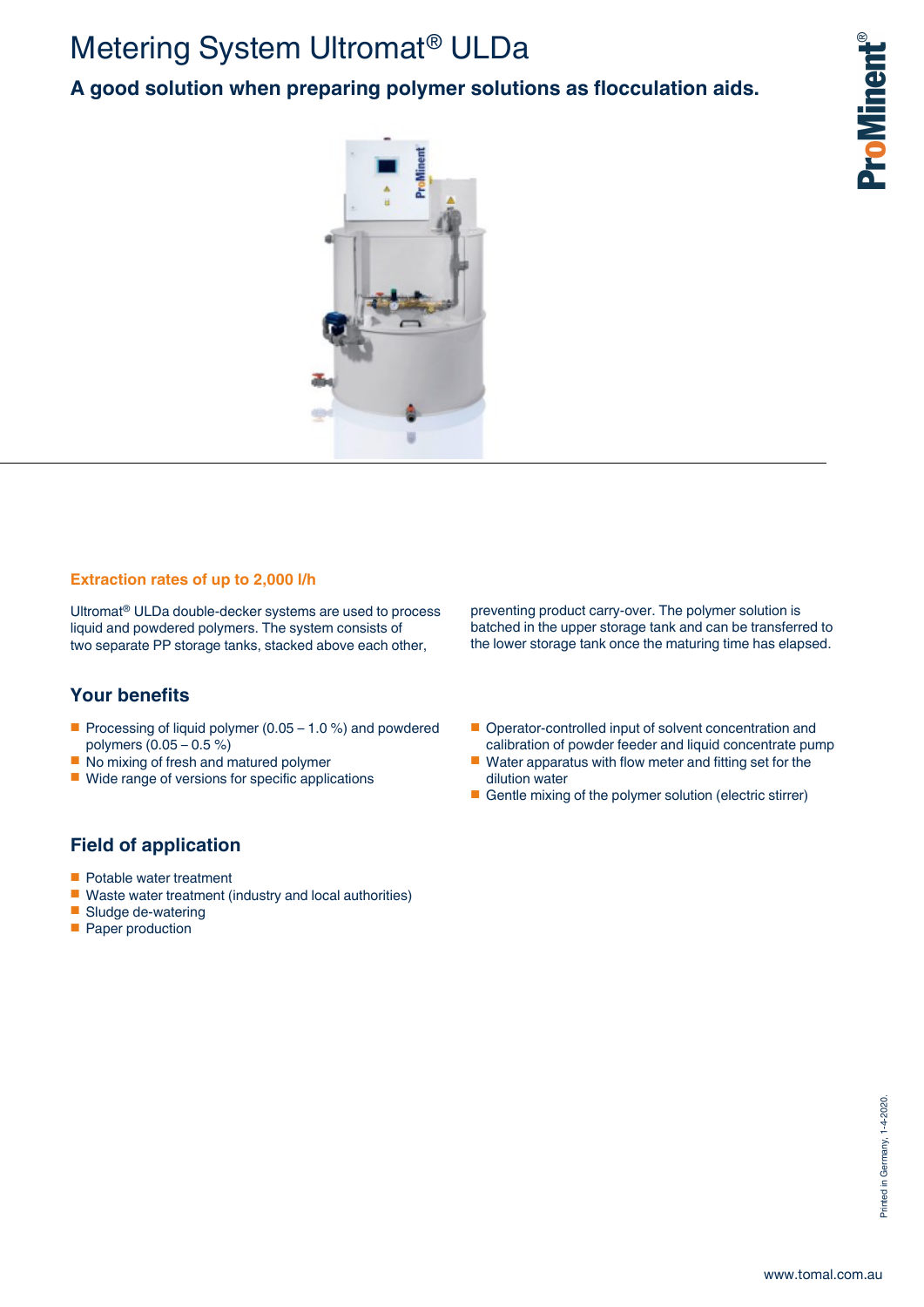# Metering System Ultromat® ULDa

**A good solution when preparing polymer solutions as flocculation aids.**

## Extraction rates of up to 2,000 l/h

Ultromat® ULDa double-decker systems are used to process liquid and powdered polymers. The system consists of two separate PP storage tanks, stacked above each other, preventing product carry-over. The polymer solution is batched in the upper storage tank and can be transferred to the lower storage tank once the maturing time has elapsed.

## Your benefits

- Processing of liquid polymer (0.05 – 1.0 %) and powdered polymers (0.05 – 0.5 %)
- No mixing of fresh and matured polymer
- Wide range of versions for specific applications
- Operator-controlled input of solvent concentration and calibration of powder feeder and liquid concentrate pump
- Water apparatus with flow meter and fitting set for the dilution water
- Gentle mixing of the polymer solution (electric stirrer)

## Field of application

- Potable water treatment
- Waste water treatment (industry and local authorities)
- Sludge de-watering
- Paper production

Printed in Germany, 1-4-2020.

www.tomal.com.au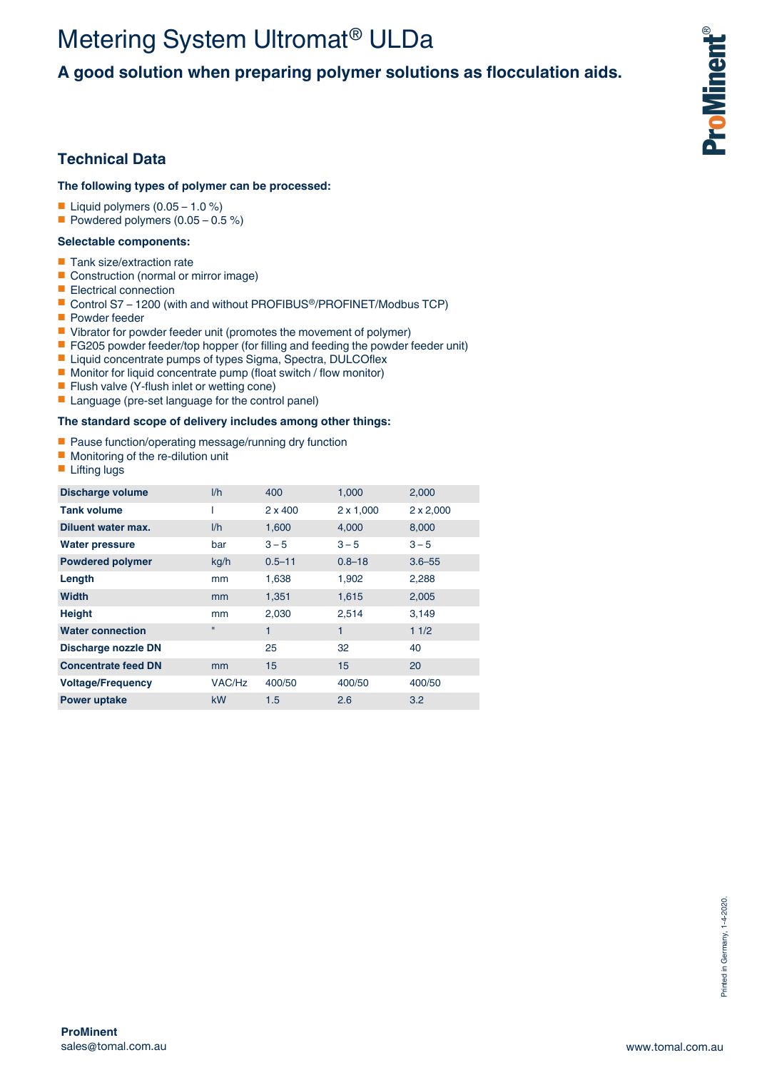# Metering System Ultromat® ULDa

## A good solution when preparing polymer solutions as flocculation aids.

## Technical Data

**The following types of polymer can be processed:**

- Liquid polymers (0.05 – 1.0 %)
- Powdered polymers (0.05 – 0.5 %)

**Selectable components:**

- Tank size/extraction rate
- Construction (normal or mirror image)
- Electrical connection
- Control S7 – 1200 (with and without PROFIBUS®/PROFINET/Modbus TCP)
- Powder feeder
- Vibrator for powder feeder unit (promotes the movement of polymer)
- FG205 powder feeder/top hopper (for filling and feeding the powder feeder unit)
- Liquid concentrate pumps of types Sigma, Spectra, DULCOflex
- Monitor for liquid concentrate pump (float switch / flow monitor)
- Flush valve (Y-flush inlet or wetting cone)
- Language (pre-set language for the control panel)

**The standard scope of delivery includes among other things:**

- Pause function/operating message/running dry function
- Monitoring of the re-dilution unit
- Lifting lugs

| | | | | |
|---|---|---|---|---|
| **Discharge volume** | l/h | 400 | 1,000 | 2,000 |
| **Tank volume** | l | 2 x 400 | 2 x 1,000 | 2 x 2,000 |
| **Diluent water max.** | l/h | 1,600 | 4,000 | 8,000 |
| **Water pressure** | bar | 3 – 5 | 3 – 5 | 3 – 5 |
| **Powdered polymer** | kg/h | 0.5–11 | 0.8–18 | 3.6–55 |
| **Length** | mm | 1,638 | 1,902 | 2,288 |
| **Width** | mm | 1,351 | 1,615 | 2,005 |
| **Height** | mm | 2,030 | 2,514 | 3,149 |
| **Water connection** | " | 1 | 1 | 1 1/2 |
| **Discharge nozzle DN** | | 25 | 32 | 40 |
| **Concentrate feed DN** | mm | 15 | 15 | 20 |
| **Voltage/Frequency** | VAC/Hz | 400/50 | 400/50 | 400/50 |
| **Power uptake** | kW | 1.5 | 2.6 | 3.2 |

Printed in Germany, 1-4-2020.

**ProMinent**
sales@tomal.com.au

www.tomal.com.au